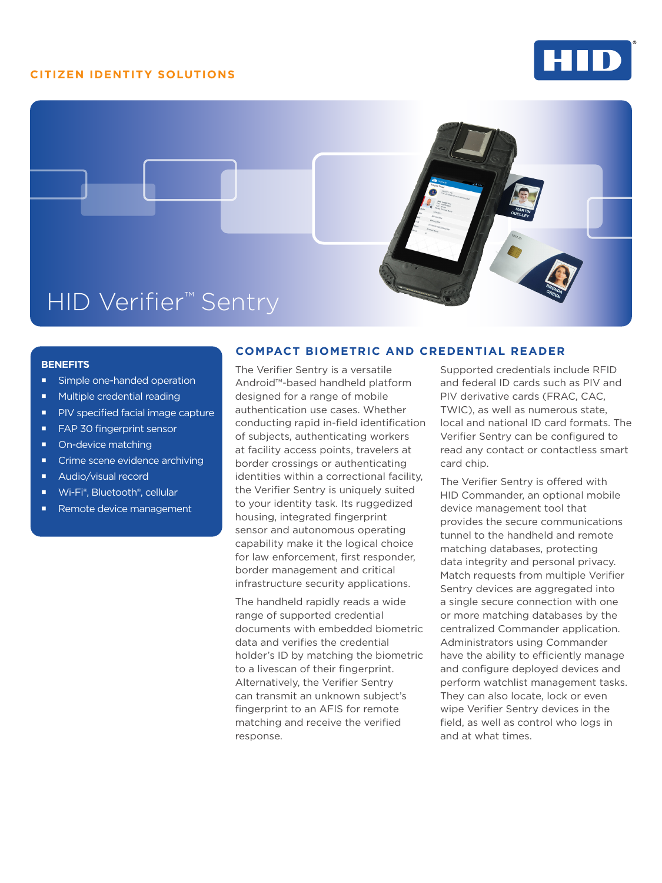CITIZEN IDENTITY SOLUTIONS

# HID Verifier™ Sentry

## BENEFITS

- Simple one-handed operation
- Multiple credential reading
- PIV specified facial image capture
- FAP 30 fingerprint sensor
- On-device matching
- Crime scene evidence archiving
- Audio/visual record
- Wi-Fi®, Bluetooth®, cellular
- Remote device management

## COMPACT BIOMETRIC AND CREDENTIAL READER

The Verifier Sentry is a versatile Android™-based handheld platform designed for a range of mobile authentication use cases. Whether conducting rapid in-field identification of subjects, authenticating workers at facility access points, travelers at border crossings or authenticating identities within a correctional facility, the Verifier Sentry is uniquely suited to your identity task. Its ruggedized housing, integrated fingerprint sensor and autonomous operating capability make it the logical choice for law enforcement, first responder, border management and critical infrastructure security applications.

The handheld rapidly reads a wide range of supported credential documents with embedded biometric data and verifies the credential holder's ID by matching the biometric to a livescan of their fingerprint. Alternatively, the Verifier Sentry can transmit an unknown subject's fingerprint to an AFIS for remote matching and receive the verified response.

Supported credentials include RFID and federal ID cards such as PIV and PIV derivative cards (FRAC, CAC, TWIC), as well as numerous state, local and national ID card formats. The Verifier Sentry can be configured to read any contact or contactless smart card chip.

The Verifier Sentry is offered with HID Commander, an optional mobile device management tool that provides the secure communications tunnel to the handheld and remote matching databases, protecting data integrity and personal privacy. Match requests from multiple Verifier Sentry devices are aggregated into a single secure connection with one or more matching databases by the centralized Commander application. Administrators using Commander have the ability to efficiently manage and configure deployed devices and perform watchlist management tasks. They can also locate, lock or even wipe Verifier Sentry devices in the field, as well as control who logs in and at what times.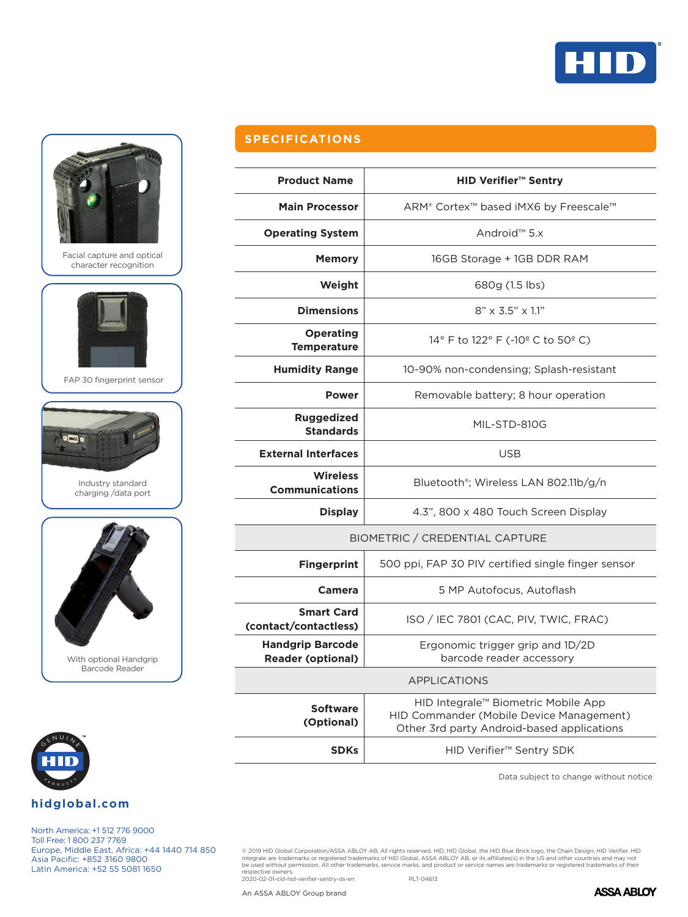## SPECIFICATIONS

| | |
|---|---|
| **Product Name** | **HID Verifier™ Sentry** |
| **Main Processor** | ARM® Cortex™ based iMX6 by Freescale™ |
| **Operating System** | Android™ 5.x |
| **Memory** | 16GB Storage + 1GB DDR RAM |
| **Weight** | 680g (1.5 lbs) |
| **Dimensions** | 8” x 3.5” x 1.1” |
| **Operating Temperature** | 14° F to 122° F (-10º C to 50º C) |
| **Humidity Range** | 10-90% non-condensing; Splash-resistant |
| **Power** | Removable battery; 8 hour operation |
| **Ruggedized Standards** | MIL-STD-810G |
| **External Interfaces** | USB |
| **Wireless Communications** | Bluetooth®; Wireless LAN 802.11b/g/n |
| **Display** | 4.3”, 800 x 480 Touch Screen Display |
| BIOMETRIC / CREDENTIAL CAPTURE | |
| **Fingerprint** | 500 ppi, FAP 30 PIV certified single finger sensor |
| **Camera** | 5 MP Autofocus, Autoflash |
| **Smart Card (contact/contactless)** | ISO / IEC 7801 (CAC, PIV, TWIC, FRAC) |
| **Handgrip Barcode Reader (optional)** | Ergonomic trigger grip and 1D/2D barcode reader accessory |
| APPLICATIONS | |
| **Software (Optional)** | HID Integrale™ Biometric Mobile App<br>HID Commander (Mobile Device Management)<br>Other 3rd party Android-based applications |
| **SDKs** | HID Verifier™ Sentry SDK |

Data subject to change without notice

Facial capture and optical character recognition

FAP 30 fingerprint sensor

Industry standard charging /data port

With optional Handgrip Barcode Reader

**hidglobal.com**

North America: +1 512 776 9000
Toll Free: 1 800 237 7769
Europe, Middle East, Africa: +44 1440 714 850
Asia Pacific: +852 3160 9800
Latin America: +52 55 5081 1650

© 2019 HID Global Corporation/ASSA ABLOY AB. All rights reserved. HID, HID Global, the HID Blue Brick logo, the Chain Design, HID Verifier, HID Integrale are trademarks or registered trademarks of HID Global, ASSA ABLOY AB, or its affiliate(s) in the US and other countries and may not be used without permission. All other trademarks, service marks, and product or service names are trademarks or registered trademarks of their respective owners.

2020-02-01-cid-hid-verifier-sentry-ds-en PLT-04613

An ASSA ABLOY Group brand

ASSA ABLOY